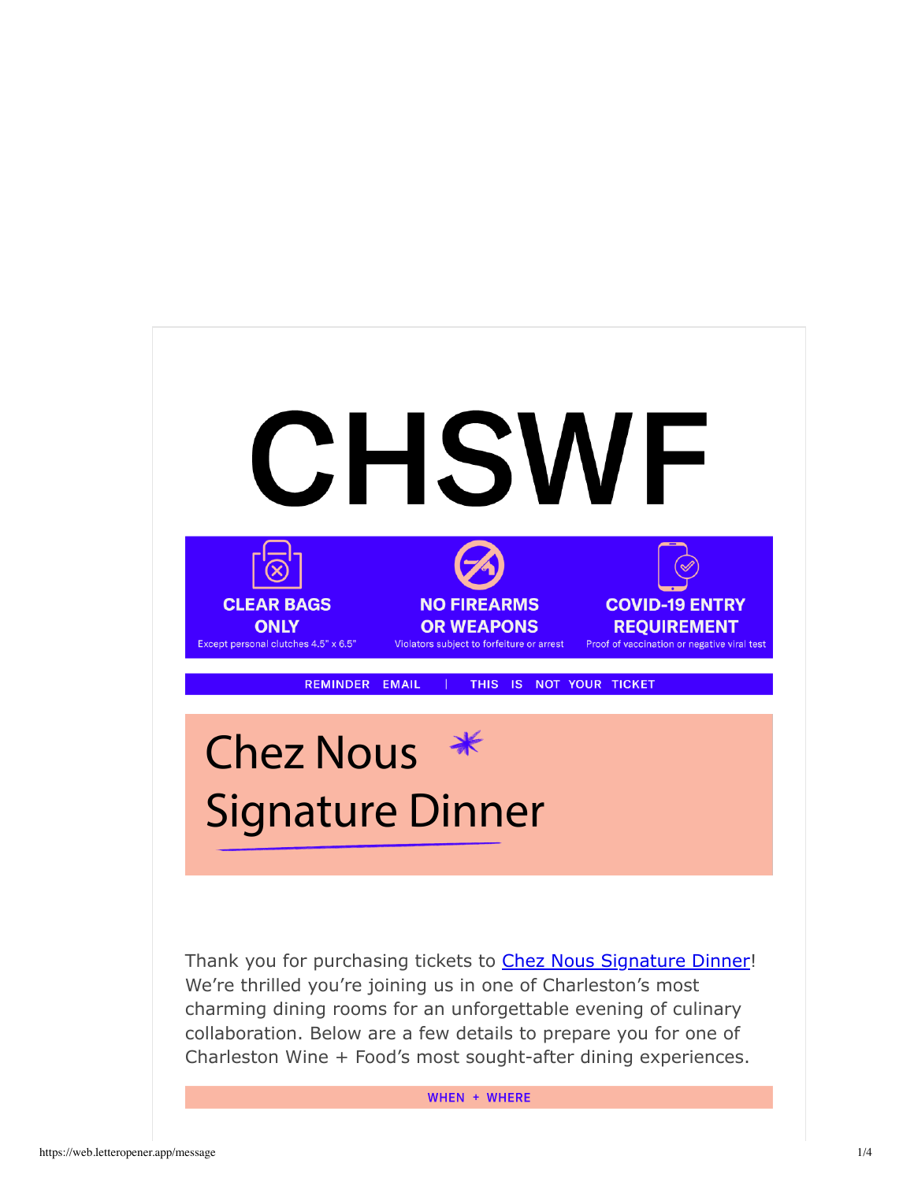# CHSWF

**CLEAR BAGS ONLY**
Except personal clutches 4.5" x 6.5"

**NO FIREARMS OR WEAPONS**
Violators subject to forfeiture or arrest

**COVID-19 ENTRY REQUIREMENT**
Proof of vaccination or negative viral test

REMINDER EMAIL | THIS IS NOT YOUR TICKET

# Chez Nous Signature Dinner

Thank you for purchasing tickets to [Chez Nous Signature Dinner]! We're thrilled you're joining us in one of Charleston's most charming dining rooms for an unforgettable evening of culinary collaboration. Below are a few details to prepare you for one of Charleston Wine + Food's most sought-after dining experiences.

## WHEN + WHERE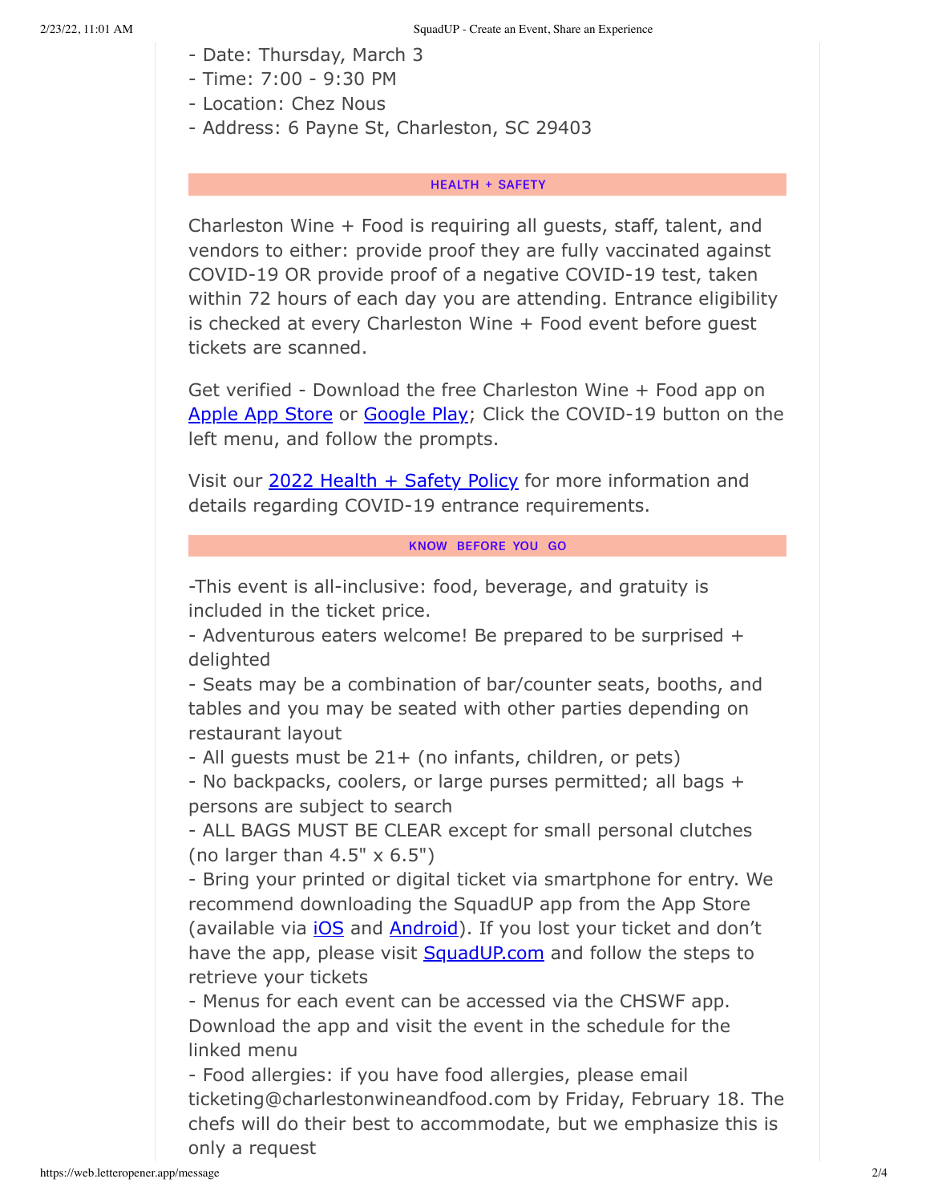- Date: Thursday, March 3
- Time: 7:00 - 9:30 PM
- Location: Chez Nous
- Address: 6 Payne St, Charleston, SC 29403

## HEALTH + SAFETY

Charleston Wine + Food is requiring all guests, staff, talent, and vendors to either: provide proof they are fully vaccinated against COVID-19 OR provide proof of a negative COVID-19 test, taken within 72 hours of each day you are attending. Entrance eligibility is checked at every Charleston Wine + Food event before guest tickets are scanned.

Get verified - Download the free Charleston Wine + Food app on [Apple App Store]() or [Google Play](); Click the COVID-19 button on the left menu, and follow the prompts.

Visit our [2022 Health + Safety Policy]() for more information and details regarding COVID-19 entrance requirements.

## KNOW BEFORE YOU GO

-This event is all-inclusive: food, beverage, and gratuity is included in the ticket price.
- Adventurous eaters welcome! Be prepared to be surprised + delighted
- Seats may be a combination of bar/counter seats, booths, and tables and you may be seated with other parties depending on restaurant layout
- All guests must be 21+ (no infants, children, or pets)
- No backpacks, coolers, or large purses permitted; all bags + persons are subject to search
- ALL BAGS MUST BE CLEAR except for small personal clutches (no larger than 4.5" x 6.5")
- Bring your printed or digital ticket via smartphone for entry. We recommend downloading the SquadUP app from the App Store (available via [iOS]() and [Android]()). If you lost your ticket and don't have the app, please visit [SquadUP.com]() and follow the steps to retrieve your tickets
- Menus for each event can be accessed via the CHSWF app. Download the app and visit the event in the schedule for the linked menu
- Food allergies: if you have food allergies, please email ticketing@charlestonwineandfood.com by Friday, February 18. The chefs will do their best to accommodate, but we emphasize this is only a request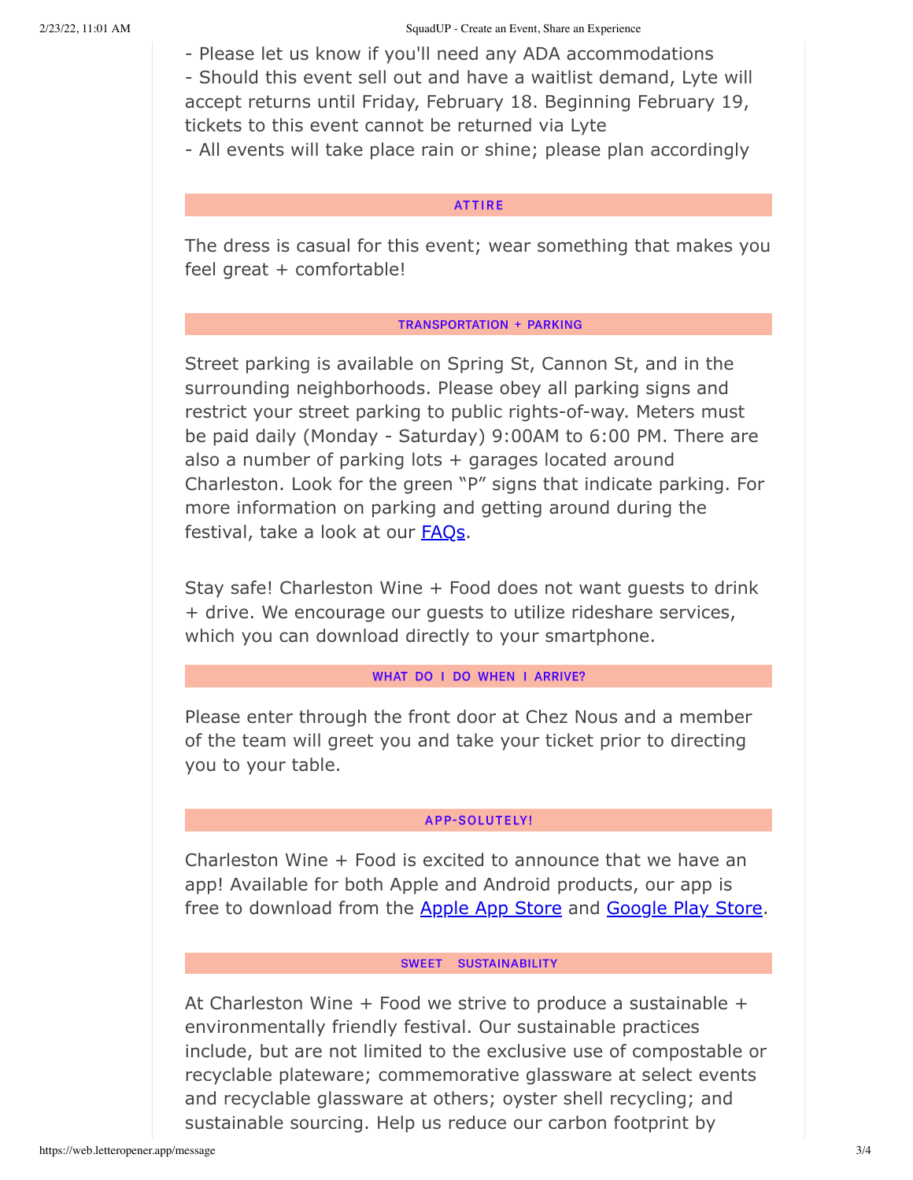- Please let us know if you'll need any ADA accommodations
- Should this event sell out and have a waitlist demand, Lyte will accept returns until Friday, February 18. Beginning February 19, tickets to this event cannot be returned via Lyte
- All events will take place rain or shine; please plan accordingly

## ATTIRE

The dress is casual for this event; wear something that makes you feel great + comfortable!

## TRANSPORTATION + PARKING

Street parking is available on Spring St, Cannon St, and in the surrounding neighborhoods. Please obey all parking signs and restrict your street parking to public rights-of-way. Meters must be paid daily (Monday - Saturday) 9:00AM to 6:00 PM. There are also a number of parking lots + garages located around Charleston. Look for the green "P" signs that indicate parking. For more information on parking and getting around during the festival, take a look at our FAQs.

Stay safe! Charleston Wine + Food does not want guests to drink + drive. We encourage our guests to utilize rideshare services, which you can download directly to your smartphone.

## WHAT DO I DO WHEN I ARRIVE?

Please enter through the front door at Chez Nous and a member of the team will greet you and take your ticket prior to directing you to your table.

## APP-SOLUTELY!

Charleston Wine + Food is excited to announce that we have an app! Available for both Apple and Android products, our app is free to download from the Apple App Store and Google Play Store.

## SWEET SUSTAINABILITY

At Charleston Wine + Food we strive to produce a sustainable + environmentally friendly festival. Our sustainable practices include, but are not limited to the exclusive use of compostable or recyclable plateware; commemorative glassware at select events and recyclable glassware at others; oyster shell recycling; and sustainable sourcing. Help us reduce our carbon footprint by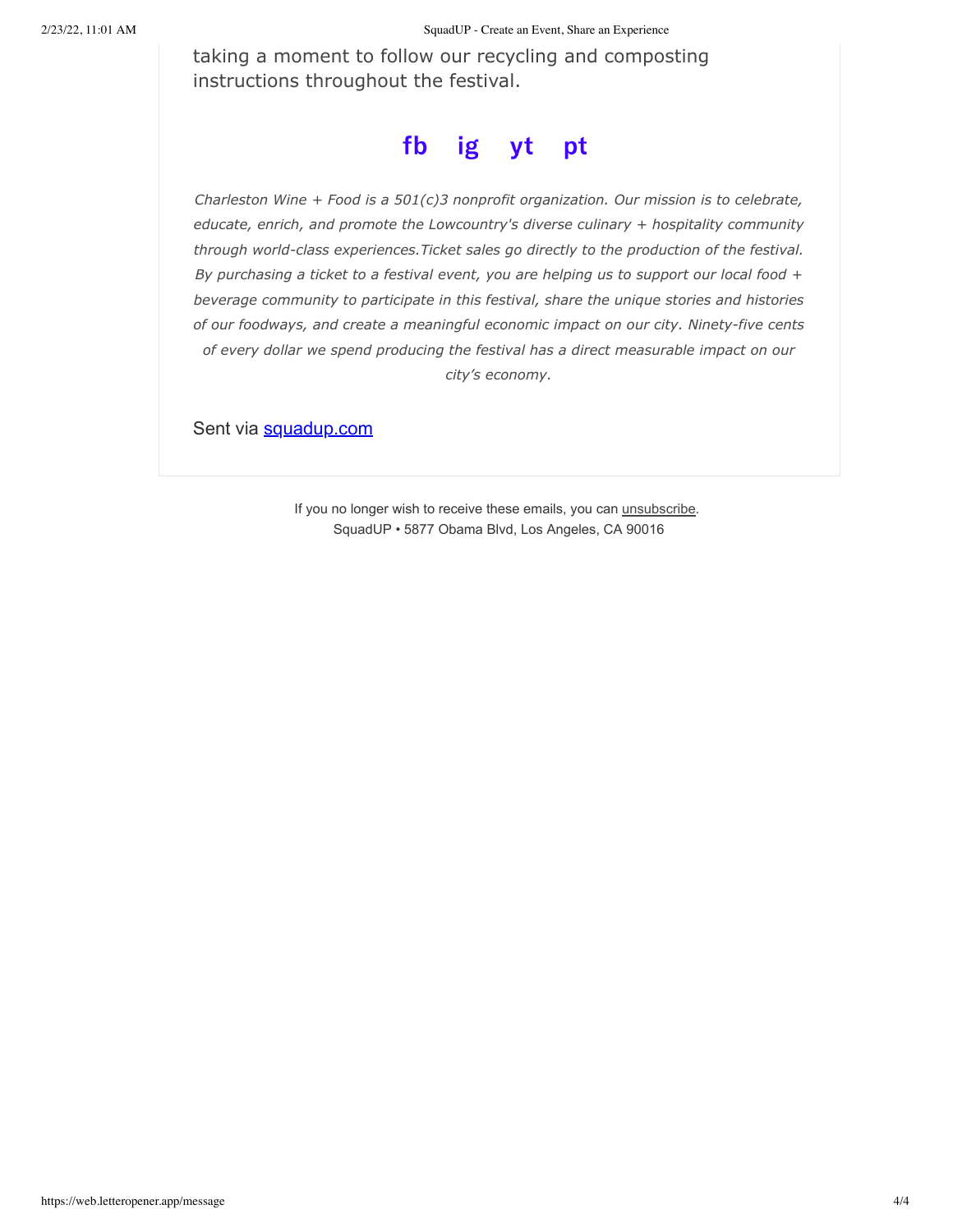taking a moment to follow our recycling and composting instructions throughout the festival.

**fb ig yt pt**

*Charleston Wine + Food is a 501(c)3 nonprofit organization. Our mission is to celebrate, educate, enrich, and promote the Lowcountry's diverse culinary + hospitality community through world-class experiences.Ticket sales go directly to the production of the festival. By purchasing a ticket to a festival event, you are helping us to support our local food + beverage community to participate in this festival, share the unique stories and histories of our foodways, and create a meaningful economic impact on our city. Ninety-five cents of every dollar we spend producing the festival has a direct measurable impact on our city's economy.*

Sent via squadup.com

If you no longer wish to receive these emails, you can unsubscribe.
SquadUP • 5877 Obama Blvd, Los Angeles, CA 90016